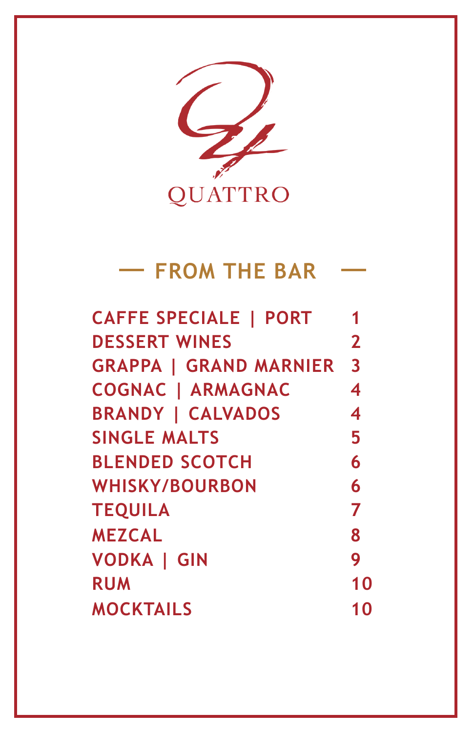QUATTRO

## FROM THE BAR

| | |
|---|---|
| CAFFE SPECIALE \| PORT | 1 |
| DESSERT WINES | 2 |
| GRAPPA \| GRAND MARNIER | 3 |
| COGNAC \| ARMAGNAC | 4 |
| BRANDY \| CALVADOS | 4 |
| SINGLE MALTS | 5 |
| BLENDED SCOTCH | 6 |
| WHISKY/BOURBON | 6 |
| TEQUILA | 7 |
| MEZCAL | 8 |
| VODKA \| GIN | 9 |
| RUM | 10 |
| MOCKTAILS | 10 |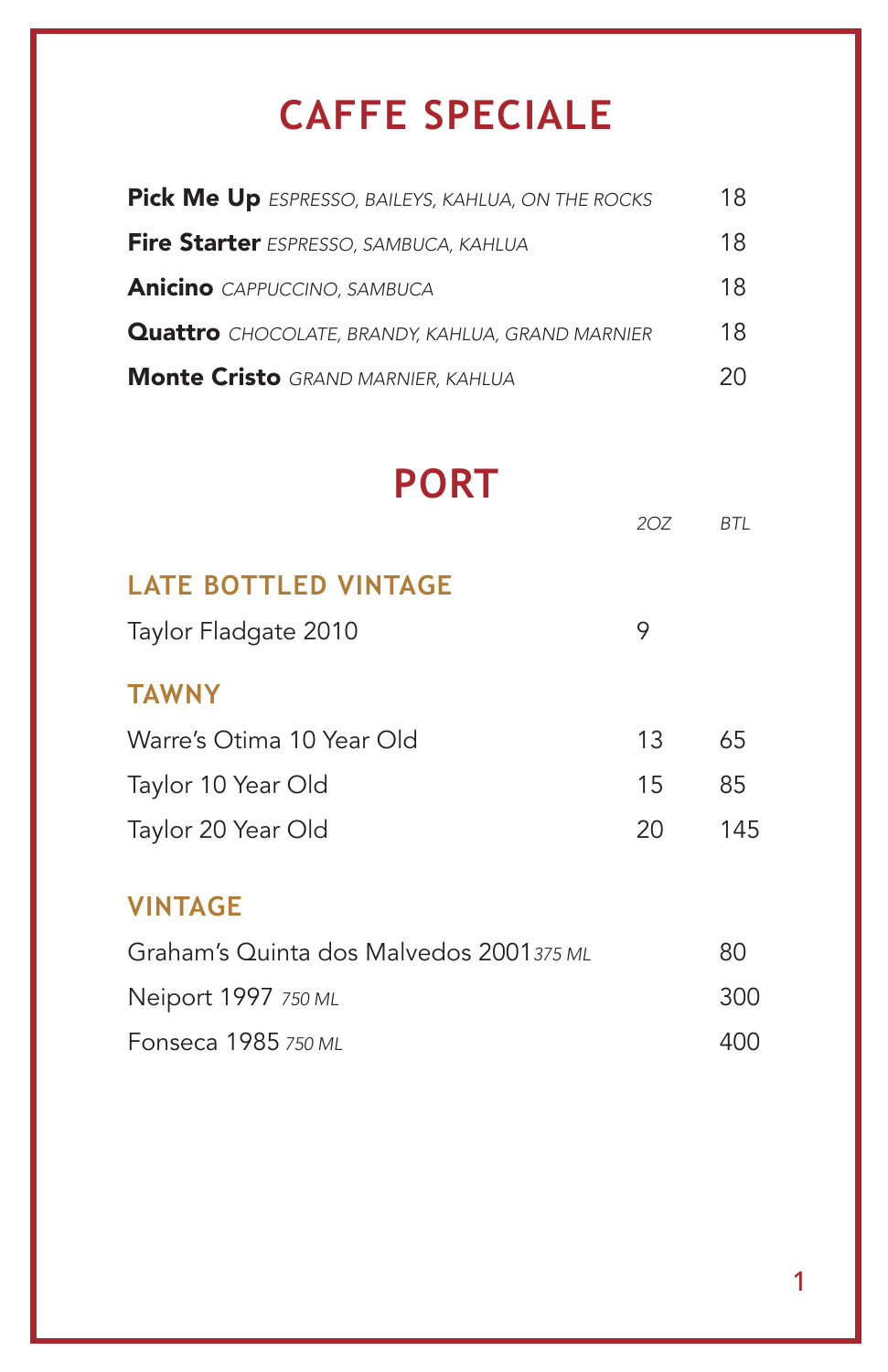# CAFFE SPECIALE

| | |
|---|---|
| **Pick Me Up** *ESPRESSO, BAILEYS, KAHLUA, ON THE ROCKS* | 18 |
| **Fire Starter** *ESPRESSO, SAMBUCA, KAHLUA* | 18 |
| **Anicino** *CAPPUCCINO, SAMBUCA* | 18 |
| **Quattro** *CHOCOLATE, BRANDY, KAHLUA, GRAND MARNIER* | 18 |
| **Monte Cristo** *GRAND MARNIER, KAHLUA* | 20 |

# PORT

| | *2OZ* | *BTL* |
|---|---|---|
| **LATE BOTTLED VINTAGE** | | |
| Taylor Fladgate 2010 | 9 | |
| **TAWNY** | | |
| Warre's Otima 10 Year Old | 13 | 65 |
| Taylor 10 Year Old | 15 | 85 |
| Taylor 20 Year Old | 20 | 145 |
| **VINTAGE** | | |
| Graham's Quinta dos Malvedos 2001 *375 ML* | | 80 |
| Neiport 1997 *750 ML* | | 300 |
| Fonseca 1985 *750 ML* | | 400 |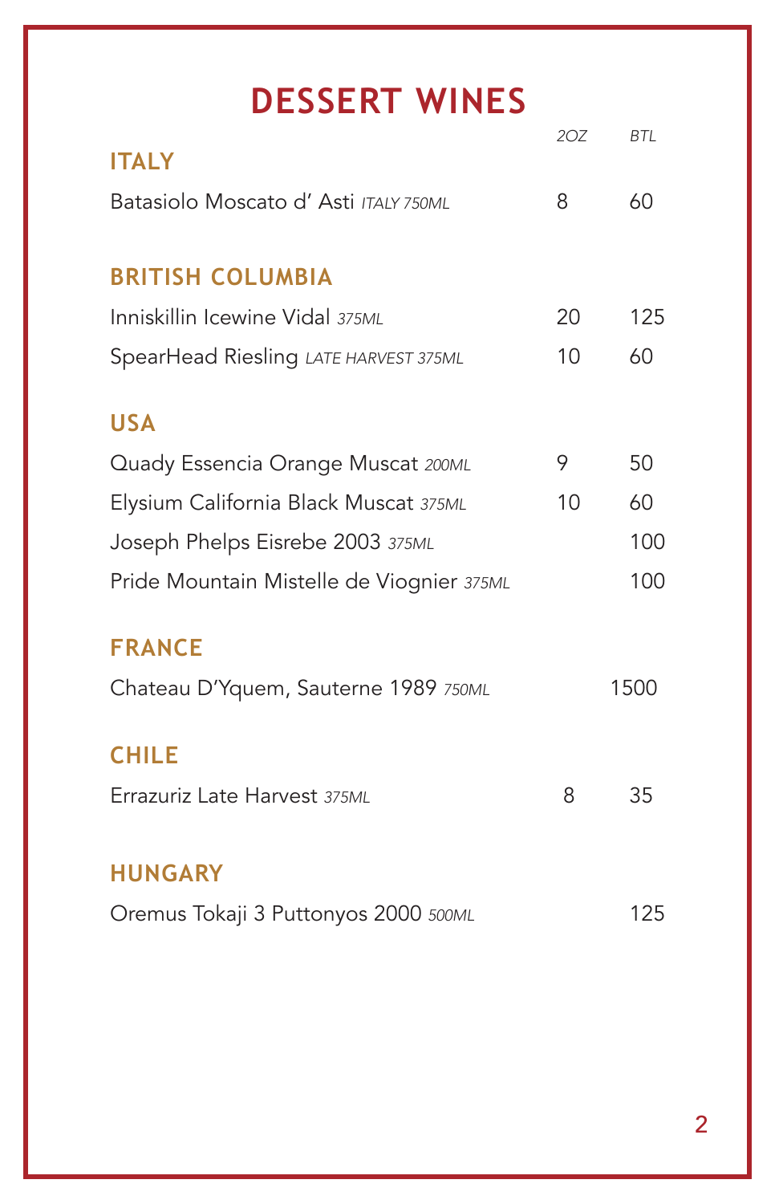# DESSERT WINES

| | 2OZ | BTL |
|---|---|---|
| **ITALY** | | |
| Batasiolo Moscato d' Asti *ITALY 750ML* | 8 | 60 |
| **BRITISH COLUMBIA** | | |
| Inniskillin Icewine Vidal *375ML* | 20 | 125 |
| SpearHead Riesling *LATE HARVEST 375ML* | 10 | 60 |
| **USA** | | |
| Quady Essencia Orange Muscat *200ML* | 9 | 50 |
| Elysium California Black Muscat *375ML* | 10 | 60 |
| Joseph Phelps Eisrebe 2003 *375ML* | | 100 |
| Pride Mountain Mistelle de Viognier *375ML* | | 100 |
| **FRANCE** | | |
| Chateau D'Yquem, Sauterne 1989 *750ML* | | 1500 |
| **CHILE** | | |
| Errazuriz Late Harvest *375ML* | 8 | 35 |
| **HUNGARY** | | |
| Oremus Tokaji 3 Puttonyos 2000 *500ML* | | 125 |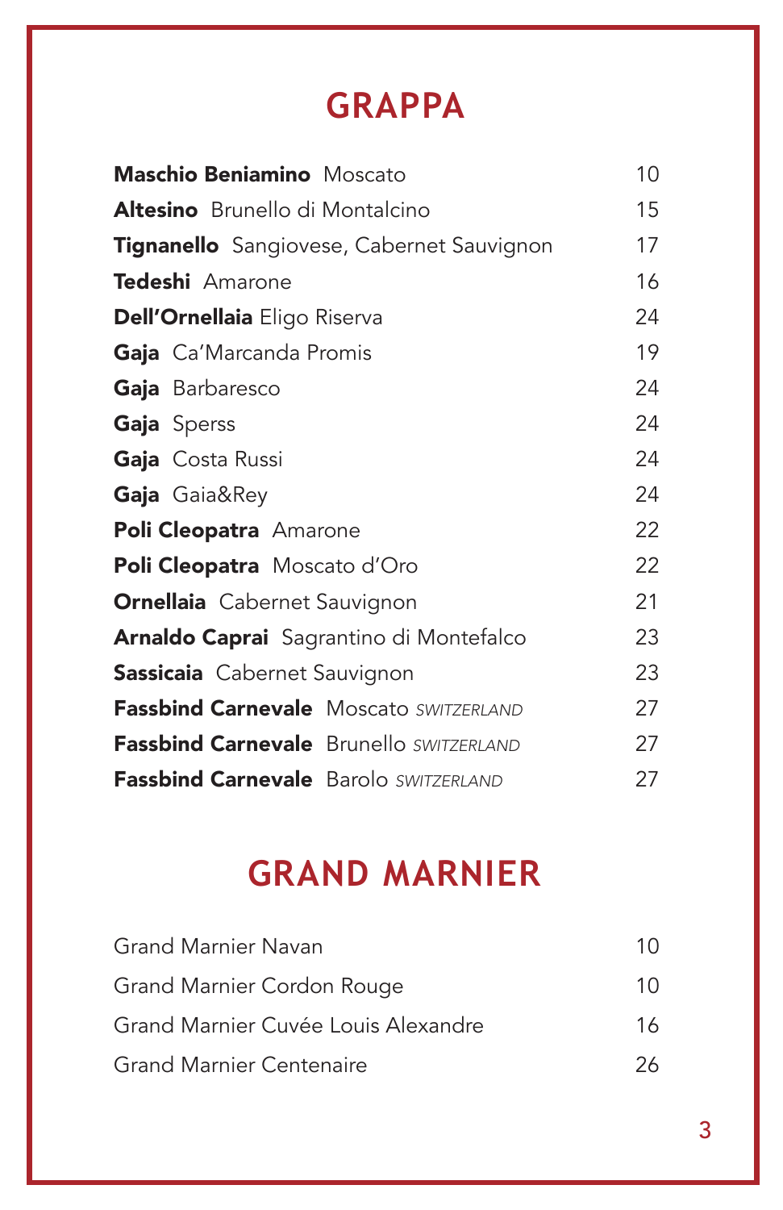# GRAPPA

| | |
|---|---|
| **Maschio Beniamino** Moscato | 10 |
| **Altesino** Brunello di Montalcino | 15 |
| **Tignanello** Sangiovese, Cabernet Sauvignon | 17 |
| **Tedeshi** Amarone | 16 |
| **Dell'Ornellaia** Eligo Riserva | 24 |
| **Gaja** Ca'Marcanda Promis | 19 |
| **Gaja** Barbaresco | 24 |
| **Gaja** Sperss | 24 |
| **Gaja** Costa Russi | 24 |
| **Gaja** Gaia&Rey | 24 |
| **Poli Cleopatra** Amarone | 22 |
| **Poli Cleopatra** Moscato d'Oro | 22 |
| **Ornellaia** Cabernet Sauvignon | 21 |
| **Arnaldo Caprai** Sagrantino di Montefalco | 23 |
| **Sassicaia** Cabernet Sauvignon | 23 |
| **Fassbind Carnevale** Moscato *SWITZERLAND* | 27 |
| **Fassbind Carnevale** Brunello *SWITZERLAND* | 27 |
| **Fassbind Carnevale** Barolo *SWITZERLAND* | 27 |

# GRAND MARNIER

| | |
|---|---|
| Grand Marnier Navan | 10 |
| Grand Marnier Cordon Rouge | 10 |
| Grand Marnier Cuvée Louis Alexandre | 16 |
| Grand Marnier Centenaire | 26 |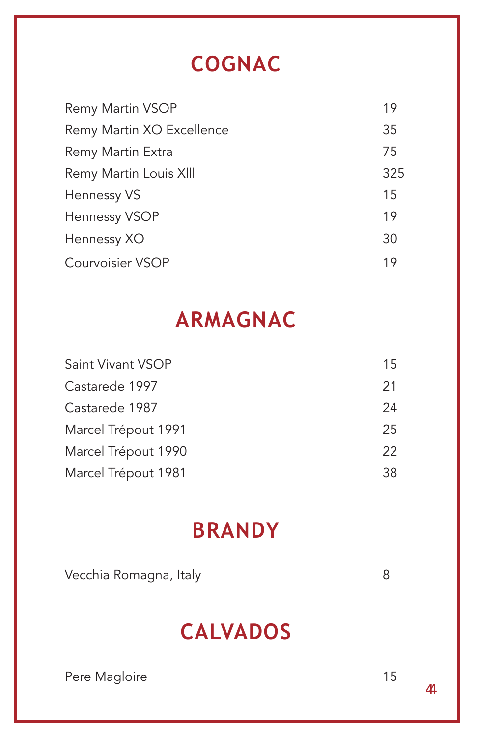# COGNAC

| | |
|---|---|
| Remy Martin VSOP | 19 |
| Remy Martin XO Excellence | 35 |
| Remy Martin Extra | 75 |
| Remy Martin Louis XIII | 325 |
| Hennessy VS | 15 |
| Hennessy VSOP | 19 |
| Hennessy XO | 30 |
| Courvoisier VSOP | 19 |

# ARMAGNAC

| | |
|---|---|
| Saint Vivant VSOP | 15 |
| Castarede 1997 | 21 |
| Castarede 1987 | 24 |
| Marcel Trépout 1991 | 25 |
| Marcel Trépout 1990 | 22 |
| Marcel Trépout 1981 | 38 |

# BRANDY

| | |
|---|---|
| Vecchia Romagna, Italy | 8 |

# CALVADOS

| | |
|---|---|
| Pere Magloire | 15 |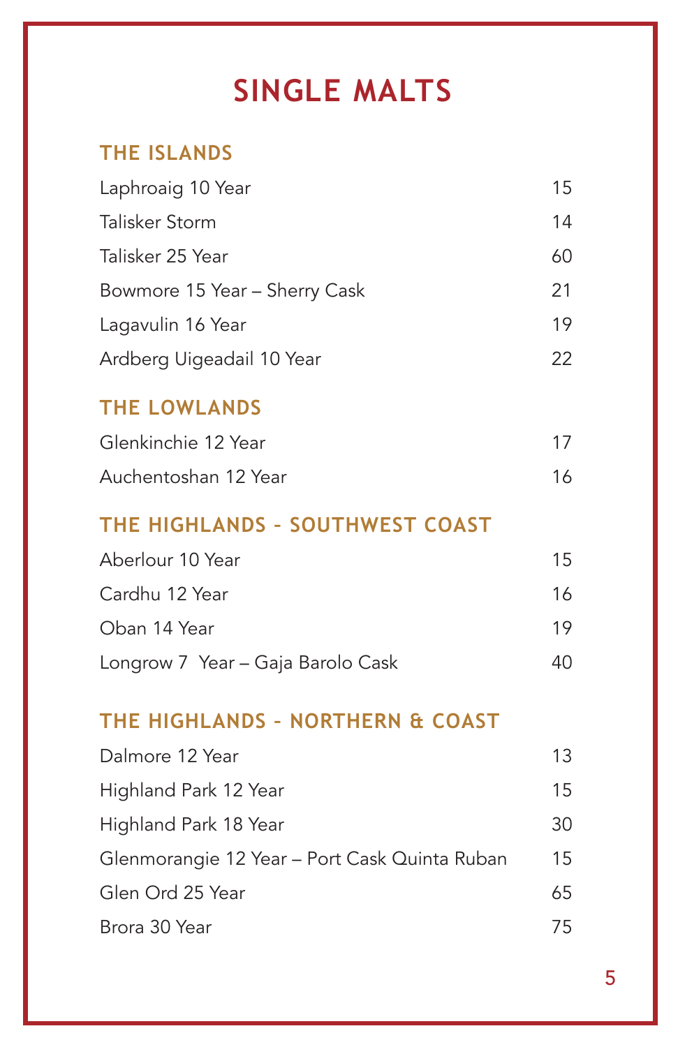# SINGLE MALTS

## THE ISLANDS

| | |
|---|---|
| Laphroaig 10 Year | 15 |
| Talisker Storm | 14 |
| Talisker 25 Year | 60 |
| Bowmore 15 Year – Sherry Cask | 21 |
| Lagavulin 16 Year | 19 |
| Ardberg Uigeadail 10 Year | 22 |

## THE LOWLANDS

| | |
|---|---|
| Glenkinchie 12 Year | 17 |
| Auchentoshan 12 Year | 16 |

## THE HIGHLANDS - SOUTHWEST COAST

| | |
|---|---|
| Aberlour 10 Year | 15 |
| Cardhu 12 Year | 16 |
| Oban 14 Year | 19 |
| Longrow 7 Year – Gaja Barolo Cask | 40 |

## THE HIGHLANDS - NORTHERN & COAST

| | |
|---|---|
| Dalmore 12 Year | 13 |
| Highland Park 12 Year | 15 |
| Highland Park 18 Year | 30 |
| Glenmorangie 12 Year – Port Cask Quinta Ruban | 15 |
| Glen Ord 25 Year | 65 |
| Brora 30 Year | 75 |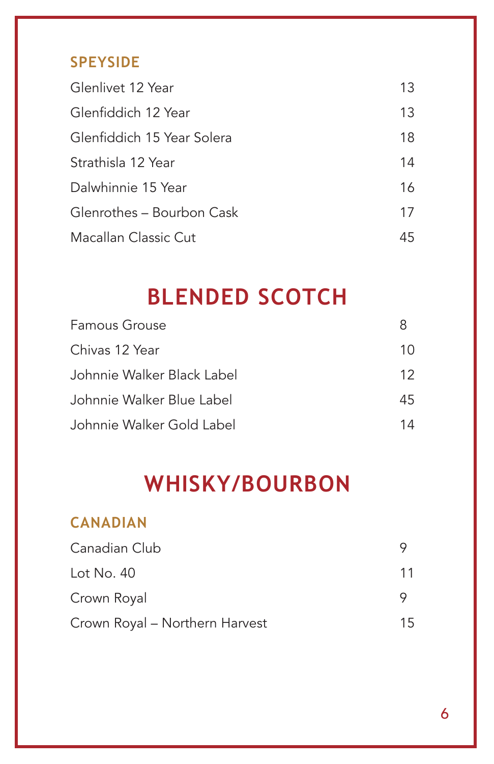### SPEYSIDE

| | |
|---|---|
| Glenlivet 12 Year | 13 |
| Glenfiddich 12 Year | 13 |
| Glenfiddich 15 Year Solera | 18 |
| Strathisla 12 Year | 14 |
| Dalwhinnie 15 Year | 16 |
| Glenrothes – Bourbon Cask | 17 |
| Macallan Classic Cut | 45 |

## BLENDED SCOTCH

| | |
|---|---|
| Famous Grouse | 8 |
| Chivas 12 Year | 10 |
| Johnnie Walker Black Label | 12 |
| Johnnie Walker Blue Label | 45 |
| Johnnie Walker Gold Label | 14 |

## WHISKY/BOURBON

### CANADIAN

| | |
|---|---|
| Canadian Club | 9 |
| Lot No. 40 | 11 |
| Crown Royal | 9 |
| Crown Royal – Northern Harvest | 15 |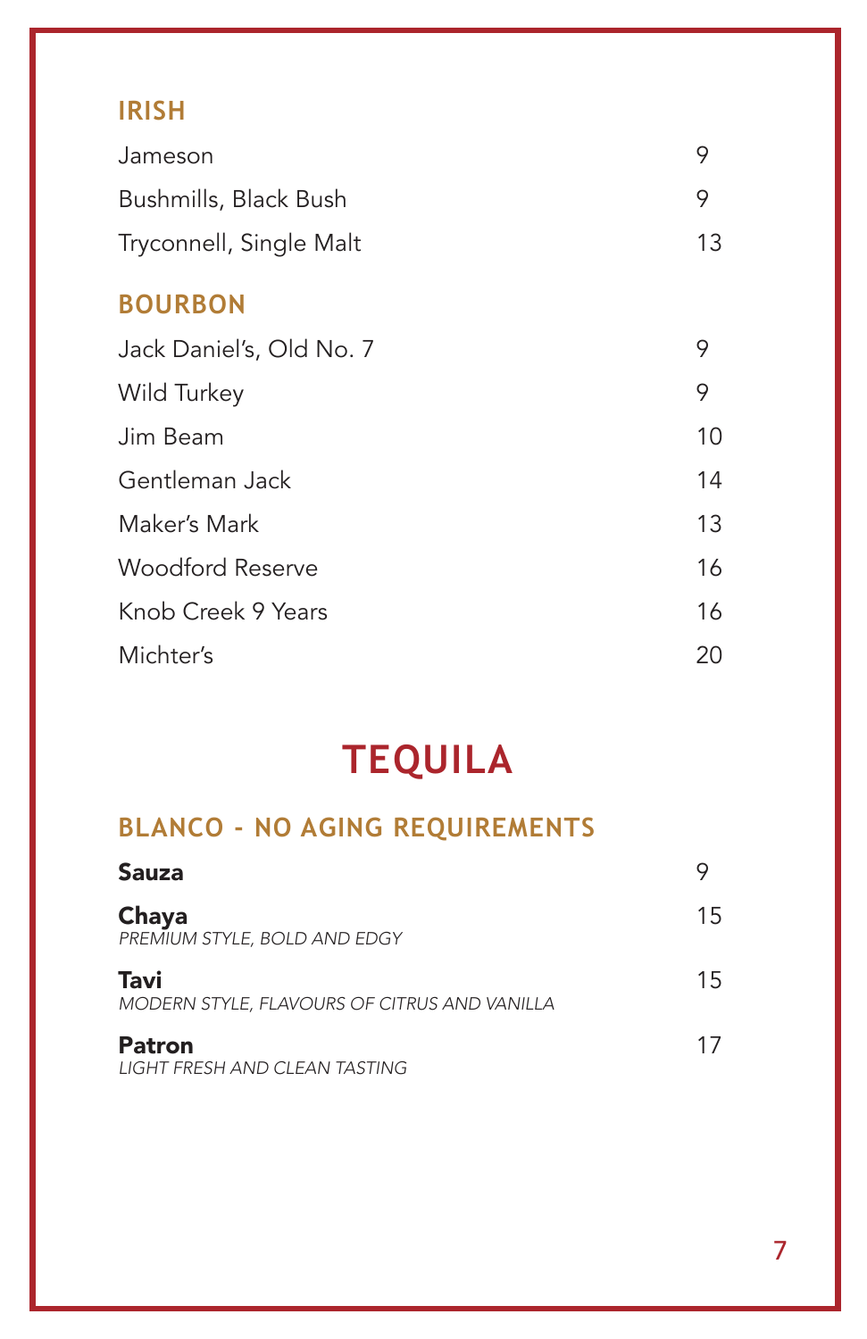### IRISH

| | |
|---|---|
| Jameson | 9 |
| Bushmills, Black Bush | 9 |
| Tryconnell, Single Malt | 13 |

### BOURBON

| | |
|---|---|
| Jack Daniel's, Old No. 7 | 9 |
| Wild Turkey | 9 |
| Jim Beam | 10 |
| Gentleman Jack | 14 |
| Maker's Mark | 13 |
| Woodford Reserve | 16 |
| Knob Creek 9 Years | 16 |
| Michter's | 20 |

## TEQUILA

### BLANCO - NO AGING REQUIREMENTS

**Sauza** 9

**Chaya** 15
*PREMIUM STYLE, BOLD AND EDGY*

**Tavi** 15
*MODERN STYLE, FLAVOURS OF CITRUS AND VANILLA*

**Patron** 17
*LIGHT FRESH AND CLEAN TASTING*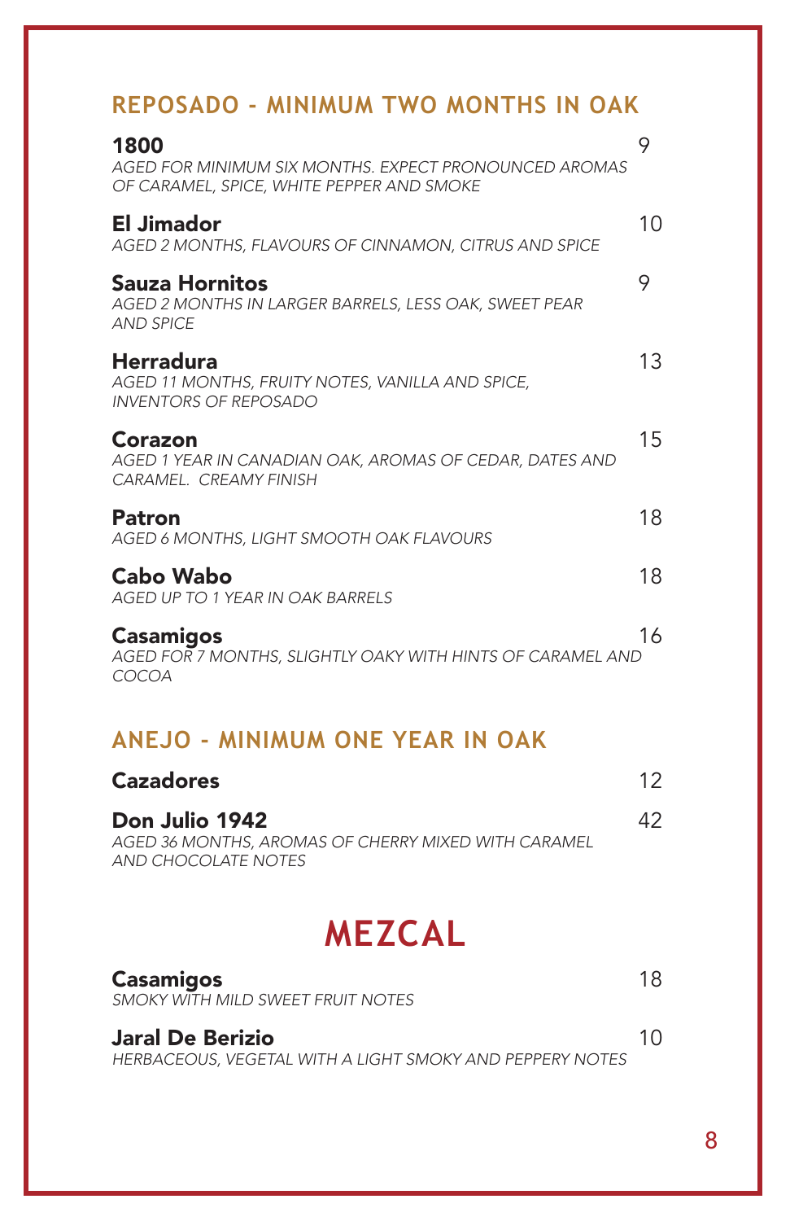## REPOSADO - MINIMUM TWO MONTHS IN OAK

**1800** 9
*AGED FOR MINIMUM SIX MONTHS. EXPECT PRONOUNCED AROMAS OF CARAMEL, SPICE, WHITE PEPPER AND SMOKE*

**El Jimador** 10
*AGED 2 MONTHS, FLAVOURS OF CINNAMON, CITRUS AND SPICE*

**Sauza Hornitos** 9
*AGED 2 MONTHS IN LARGER BARRELS, LESS OAK, SWEET PEAR AND SPICE*

**Herradura** 13
*AGED 11 MONTHS, FRUITY NOTES, VANILLA AND SPICE, INVENTORS OF REPOSADO*

**Corazon** 15
*AGED 1 YEAR IN CANADIAN OAK, AROMAS OF CEDAR, DATES AND CARAMEL. CREAMY FINISH*

**Patron** 18
*AGED 6 MONTHS, LIGHT SMOOTH OAK FLAVOURS*

**Cabo Wabo** 18
*AGED UP TO 1 YEAR IN OAK BARRELS*

**Casamigos** 16
*AGED FOR 7 MONTHS, SLIGHTLY OAKY WITH HINTS OF CARAMEL AND COCOA*

## ANEJO - MINIMUM ONE YEAR IN OAK

**Cazadores** 12

**Don Julio 1942** 42
*AGED 36 MONTHS, AROMAS OF CHERRY MIXED WITH CARAMEL AND CHOCOLATE NOTES*

# MEZCAL

**Casamigos** 18
*SMOKY WITH MILD SWEET FRUIT NOTES*

**Jaral De Berizio** 10
*HERBACEOUS, VEGETAL WITH A LIGHT SMOKY AND PEPPERY NOTES*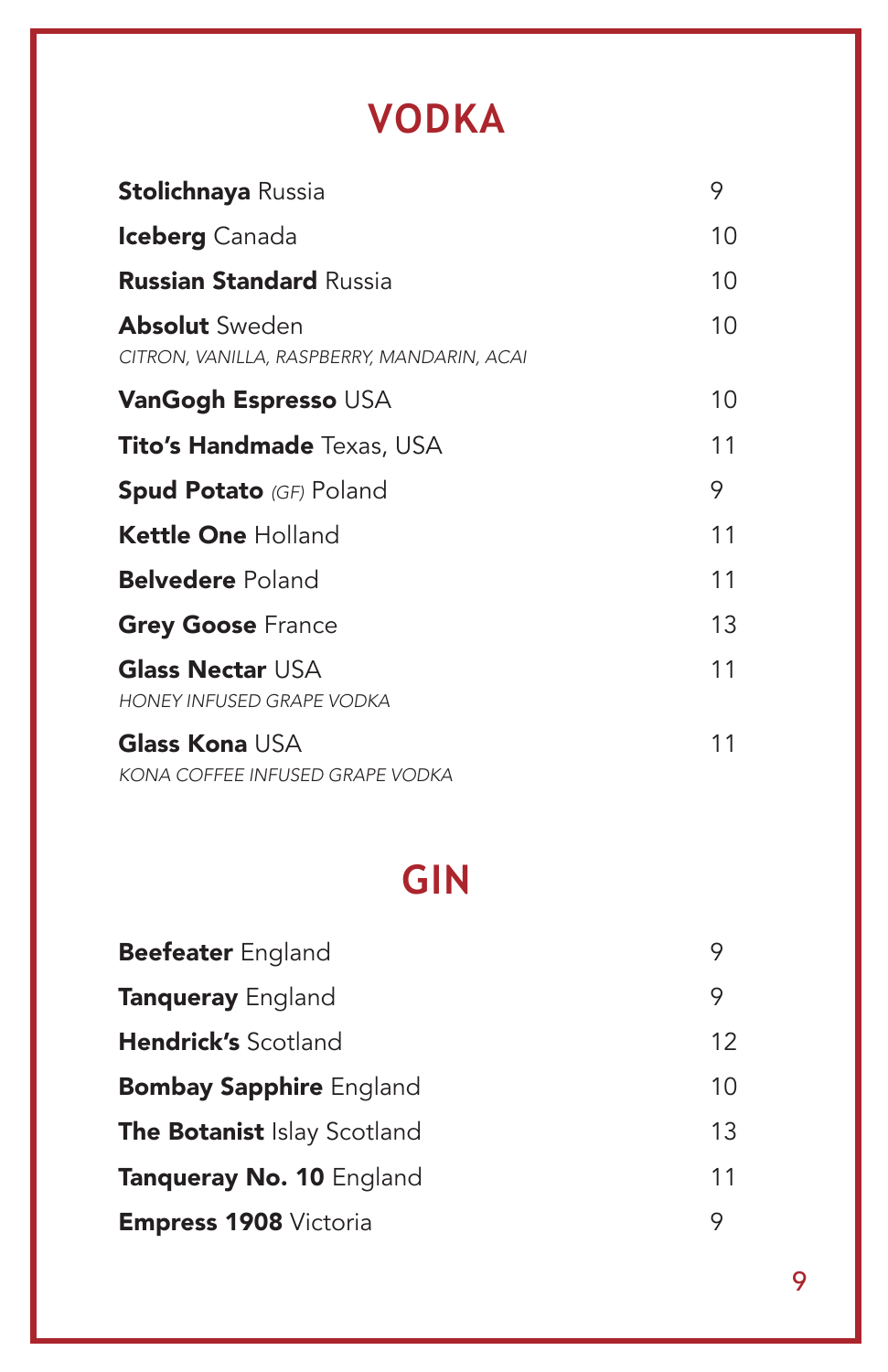# VODKA

| | |
|---|---|
| **Stolichnaya** Russia | 9 |
| **Iceberg** Canada | 10 |
| **Russian Standard** Russia | 10 |
| **Absolut** Sweden<br>*CITRON, VANILLA, RASPBERRY, MANDARIN, ACAI* | 10 |
| **VanGogh Espresso** USA | 10 |
| **Tito's Handmade** Texas, USA | 11 |
| **Spud Potato** *(GF)* Poland | 9 |
| **Kettle One** Holland | 11 |
| **Belvedere** Poland | 11 |
| **Grey Goose** France | 13 |
| **Glass Nectar** USA<br>*HONEY INFUSED GRAPE VODKA* | 11 |
| **Glass Kona** USA<br>*KONA COFFEE INFUSED GRAPE VODKA* | 11 |

# GIN

| | |
|---|---|
| **Beefeater** England | 9 |
| **Tanqueray** England | 9 |
| **Hendrick's** Scotland | 12 |
| **Bombay Sapphire** England | 10 |
| **The Botanist** Islay Scotland | 13 |
| **Tanqueray No. 10** England | 11 |
| **Empress 1908** Victoria | 9 |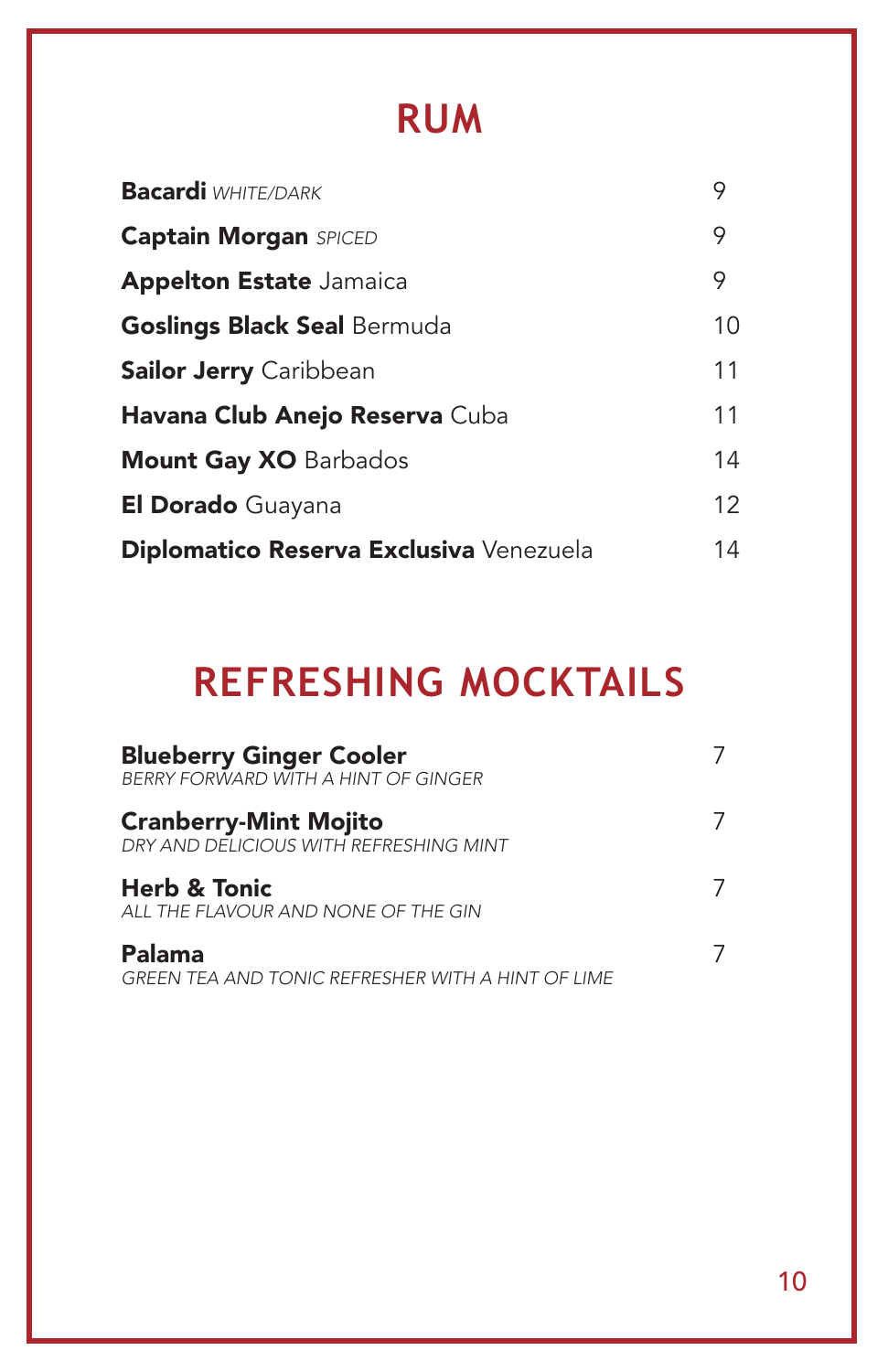# RUM

| | |
|---|---|
| **Bacardi** *WHITE/DARK* | 9 |
| **Captain Morgan** *SPICED* | 9 |
| **Appelton Estate** Jamaica | 9 |
| **Goslings Black Seal** Bermuda | 10 |
| **Sailor Jerry** Caribbean | 11 |
| **Havana Club Anejo Reserva** Cuba | 11 |
| **Mount Gay XO** Barbados | 14 |
| **El Dorado** Guayana | 12 |
| **Diplomatico Reserva Exclusiva** Venezuela | 14 |

# REFRESHING MOCKTAILS

| | |
|---|---|
| **Blueberry Ginger Cooler**<br>*BERRY FORWARD WITH A HINT OF GINGER* | 7 |
| **Cranberry-Mint Mojito**<br>*DRY AND DELICIOUS WITH REFRESHING MINT* | 7 |
| **Herb & Tonic**<br>*ALL THE FLAVOUR AND NONE OF THE GIN* | 7 |
| **Palama**<br>*GREEN TEA AND TONIC REFRESHER WITH A HINT OF LIME* | 7 |